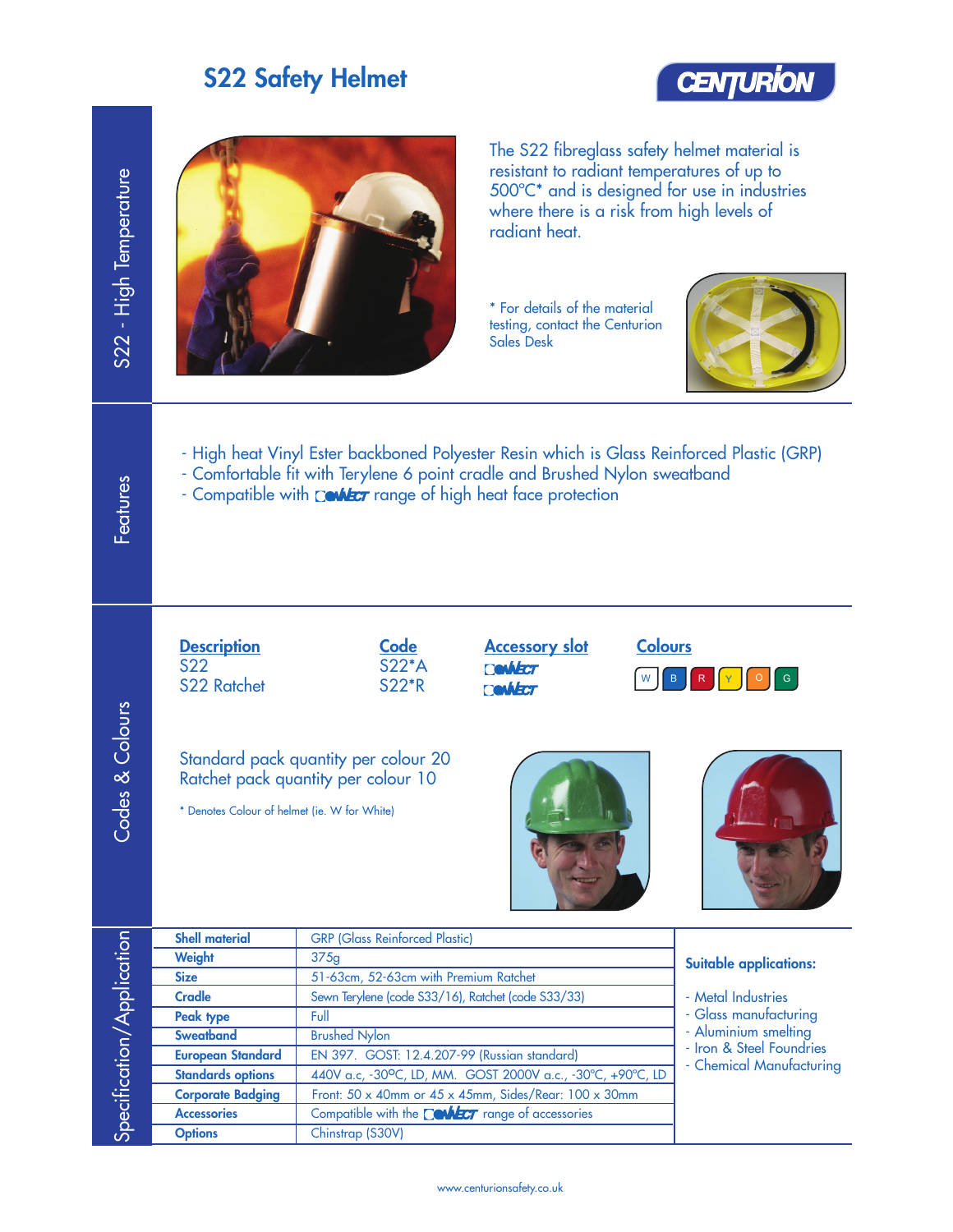# S22 Safety Helmet

CENTURION

## S22 - High Temperature

The S22 fibreglass safety helmet material is resistant to radiant temperatures of up to 500°C* and is designed for use in industries where there is a risk from high levels of radiant heat.

* For details of the material testing, contact the Centurion Sales Desk

## Features

- High heat Vinyl Ester backboned Polyester Resin which is Glass Reinforced Plastic (GRP)
- Comfortable fit with Terylene 6 point cradle and Brushed Nylon sweatband
- Compatible with CONNECT range of high heat face protection

## Codes & Colours

| Description | Code | Accessory slot | Colours |
|---|---|---|---|
| S22 | S22*A | CONNECT | W B R Y O G |
| S22 Ratchet | S22*R | CONNECT | |

Standard pack quantity per colour 20
Ratchet pack quantity per colour 10

* Denotes Colour of helmet (ie. W for White)

## Specification/Application

| | |
|---|---|
| **Shell material** | GRP (Glass Reinforced Plastic) |
| **Weight** | 375g |
| **Size** | 51-63cm, 52-63cm with Premium Ratchet |
| **Cradle** | Sewn Terylene (code S33/16), Ratchet (code S33/33) |
| **Peak type** | Full |
| **Sweatband** | Brushed Nylon |
| **European Standard** | EN 397. GOST: 12.4.207-99 (Russian standard) |
| **Standards options** | 440V a.c, -30ºC, LD, MM. GOST 2000V a.c., -30ºC, +90ºC, LD |
| **Corporate Badging** | Front: 50 x 40mm or 45 x 45mm, Sides/Rear: 100 x 30mm |
| **Accessories** | Compatible with the CONNECT range of accessories |
| **Options** | Chinstrap (S30V) |

**Suitable applications:**

- Metal Industries
- Glass manufacturing
- Aluminium smelting
- Iron & Steel Foundries
- Chemical Manufacturing

www.centurionsafety.co.uk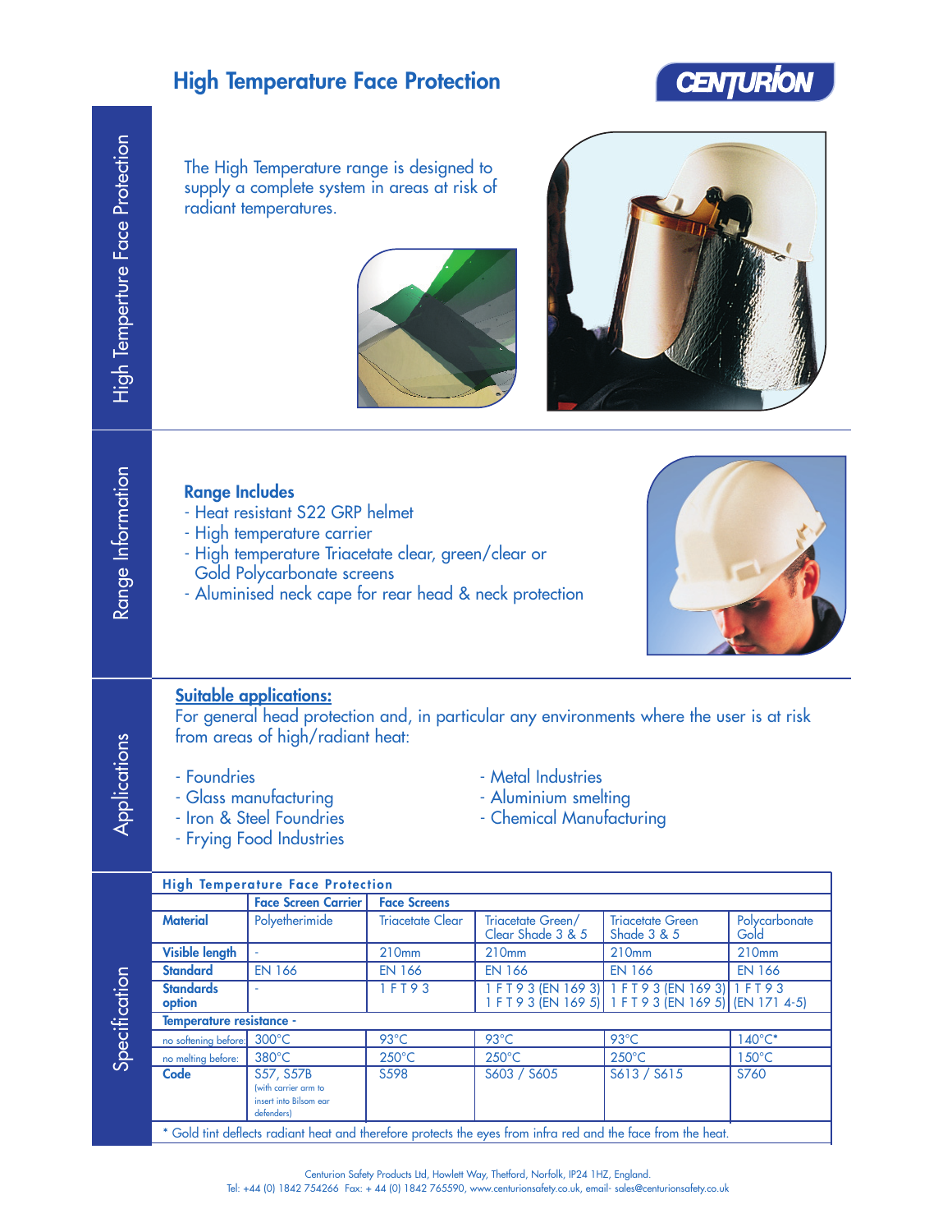# High Temperature Face Protection

## High Temperture Face Protection

The High Temperature range is designed to supply a complete system in areas at risk of radiant temperatures.

## Range Information

**Range Includes**

- Heat resistant S22 GRP helmet
- High temperature carrier
- High temperature Triacetate clear, green/clear or Gold Polycarbonate screens
- Aluminised neck cape for rear head & neck protection

## Applications

**Suitable applications:**

For general head protection and, in particular any environments where the user is at risk from areas of high/radiant heat:

- Foundries
- Glass manufacturing
- Iron & Steel Foundries
- Frying Food Industries
- Metal Industries
- Aluminium smelting
- Chemical Manufacturing

## Specification

**High Temperature Face Protection**

| | Face Screen Carrier | Face Screens | | | |
|---|---|---|---|---|---|
| **Material** | Polyetherimide | Triacetate Clear | Triacetate Green/ Clear Shade 3 & 5 | Triacetate Green Shade 3 & 5 | Polycarbonate Gold |
| **Visible length** | - | 210mm | 210mm | 210mm | 210mm |
| **Standard** | EN 166 | EN 166 | EN 166 | EN 166 | EN 166 |
| **Standards option** | - | 1 F T 9 3 | 1 F T 9 3 (EN 169 3) 1 F T 9 3 (EN 169 5) | 1 F T 9 3 (EN 169 3) 1 F T 9 3 (EN 169 5) | 1 F T 9 3 (EN 171 4-5) |
| **Temperature resistance -** | | | | | |
| no softening before: | 300°C | 93°C | 93°C | 93°C | 140°C* |
| no melting before: | 380°C | 250°C | 250°C | 250°C | 150°C |
| **Code** | S57, S57B (with carrier arm to insert into Bilsom ear defenders) | S598 | S603 / S605 | S613 / S615 | S760 |

\* Gold tint deflects radiant heat and therefore protects the eyes from infra red and the face from the heat.

Centurion Safety Products Ltd, Howlett Way, Thetford, Norfolk, IP24 1HZ, England.
Tel: +44 (0) 1842 754266 Fax: + 44 (0) 1842 765590, www.centurionsafety.co.uk, email- sales@centurionsafety.co.uk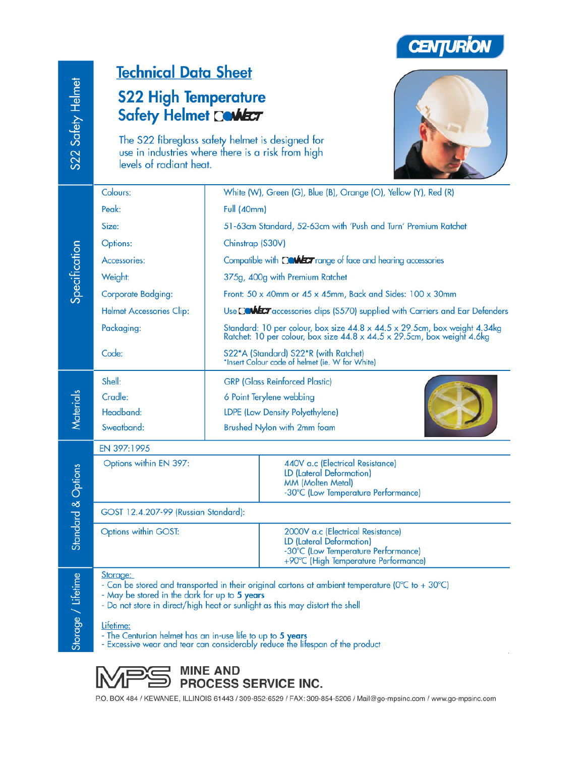CENTURION

S22 Safety Helmet

# Technical Data Sheet

## S22 High Temperature Safety Helmet CONNECT

The S22 fibreglass safety helmet is designed for use in industries where there is a risk from high levels of radiant heat.

### Specification

| | |
|---|---|
| Colours: | White (W), Green (G), Blue (B), Orange (O), Yellow (Y), Red (R) |
| Peak: | Full (40mm) |
| Size: | 51-63cm Standard, 52-63cm with 'Push and Turn' Premium Ratchet |
| Options: | Chinstrap (S30V) |
| Accessories: | Compatible with CONNECT range of face and hearing accessories |
| Weight: | 375g, 400g with Premium Ratchet |
| Corporate Badging: | Front: 50 x 40mm or 45 x 45mm, Back and Sides: 100 x 30mm |
| Helmet Accessories Clip: | Use CONNECT accessories clips (S570) supplied with Carriers and Ear Defenders |
| Packaging: | Standard: 10 per colour, box size 44.8 x 44.5 x 29.5cm, box weight 4.34kg<br>Ratchet: 10 per colour, box size 44.8 x 44.5 x 29.5cm, box weight 4.6kg |
| Code: | S22*A (Standard) S22*R (with Ratchet)<br>*Insert Colour code of helmet (ie. W for White) |

### Materials

| | |
|---|---|
| Shell: | GRP (Glass Reinforced Plastic) |
| Cradle: | 6 Point Terylene webbing |
| Headband: | LDPE (Low Density Polyethylene) |
| Sweatband: | Brushed Nylon with 2mm foam |

### Standard & Options

EN 397:1995

| | |
|---|---|
| Options within EN 397: | 440V a.c (Electrical Resistance)<br>LD (Lateral Deformation)<br>MM (Molten Metal)<br>-30°C (Low Temperature Performance) |

GOST 12.4.207-99 (Russian Standard):

| | |
|---|---|
| Options within GOST: | 2000V a.c (Electrical Resistance)<br>LD (Lateral Deformation)<br>-30°C (Low Temperature Performance)<br>+90°C (High Temperature Performance) |

### Storage / Lifetime

Storage:
- Can be stored and transported in their original cartons at ambient temperature (0°C to + 30°C)
- May be stored in the dark for up to **5 years**
- Do not store in direct/high heat or sunlight as this may distort the shell

Lifetime:
- The Centurion helmet has an in-use life to up to **5 years**
- Excessive wear and tear can considerably reduce the lifespan of the product

MPS MINE AND PROCESS SERVICE INC.

P.O. BOX 484 / KEWANEE, ILLINOIS 61443 / 309-852-6529 / FAX: 309-854-5206 / Mail@go-mpsinc.com / www.go-mpsinc.com